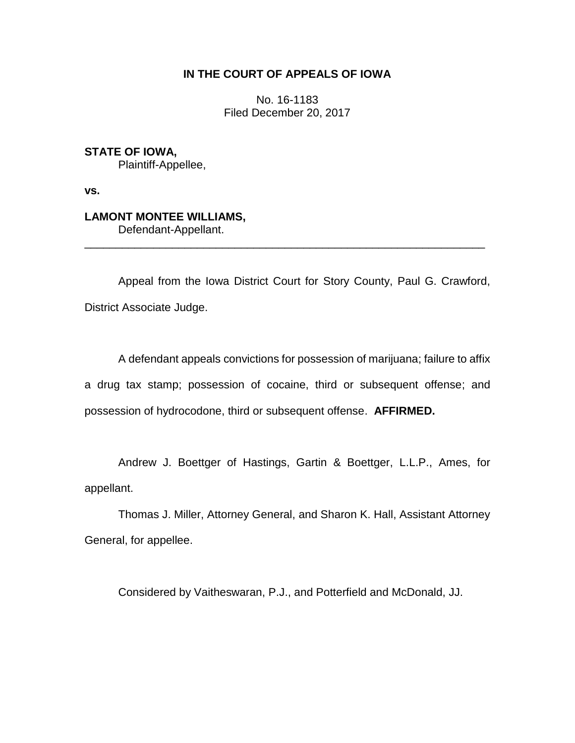**IN THE COURT OF APPEALS OF IOWA**

No. 16-1183
Filed December 20, 2017

**STATE OF IOWA,**
Plaintiff-Appellee,

**vs.**

**LAMONT MONTEE WILLIAMS,**
Defendant-Appellant.

---

Appeal from the Iowa District Court for Story County, Paul G. Crawford, District Associate Judge.

A defendant appeals convictions for possession of marijuana; failure to affix a drug tax stamp; possession of cocaine, third or subsequent offense; and possession of hydrocodone, third or subsequent offense. **AFFIRMED.**

Andrew J. Boettger of Hastings, Gartin & Boettger, L.L.P., Ames, for appellant.

Thomas J. Miller, Attorney General, and Sharon K. Hall, Assistant Attorney General, for appellee.

Considered by Vaitheswaran, P.J., and Potterfield and McDonald, JJ.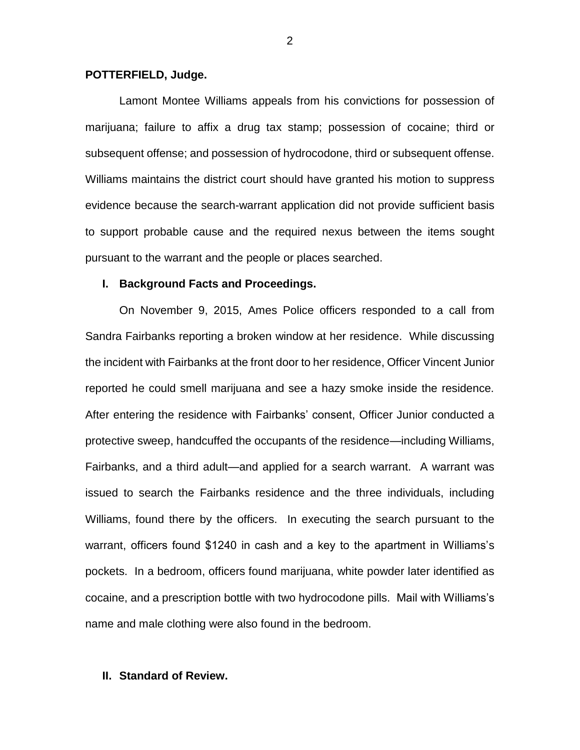**POTTERFIELD, Judge.**

Lamont Montee Williams appeals from his convictions for possession of marijuana; failure to affix a drug tax stamp; possession of cocaine; third or subsequent offense; and possession of hydrocodone, third or subsequent offense. Williams maintains the district court should have granted his motion to suppress evidence because the search-warrant application did not provide sufficient basis to support probable cause and the required nexus between the items sought pursuant to the warrant and the people or places searched.

## I. Background Facts and Proceedings.

On November 9, 2015, Ames Police officers responded to a call from Sandra Fairbanks reporting a broken window at her residence. While discussing the incident with Fairbanks at the front door to her residence, Officer Vincent Junior reported he could smell marijuana and see a hazy smoke inside the residence. After entering the residence with Fairbanks' consent, Officer Junior conducted a protective sweep, handcuffed the occupants of the residence—including Williams, Fairbanks, and a third adult—and applied for a search warrant. A warrant was issued to search the Fairbanks residence and the three individuals, including Williams, found there by the officers. In executing the search pursuant to the warrant, officers found $1240 in cash and a key to the apartment in Williams's pockets. In a bedroom, officers found marijuana, white powder later identified as cocaine, and a prescription bottle with two hydrocodone pills. Mail with Williams's name and male clothing were also found in the bedroom.

## II. Standard of Review.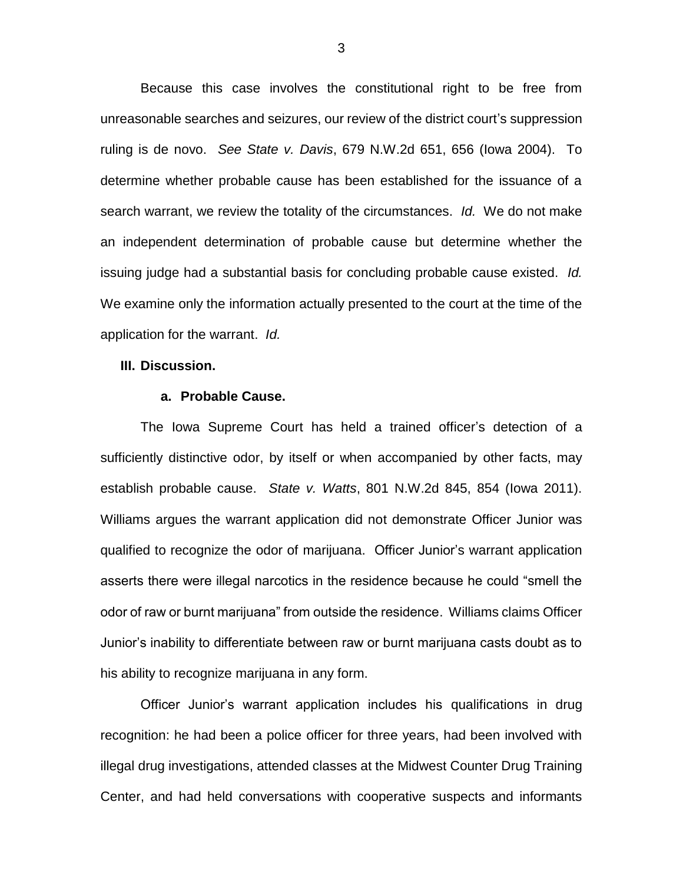Because this case involves the constitutional right to be free from unreasonable searches and seizures, our review of the district court's suppression ruling is de novo. *See State v. Davis*, 679 N.W.2d 651, 656 (Iowa 2004). To determine whether probable cause has been established for the issuance of a search warrant, we review the totality of the circumstances. *Id.* We do not make an independent determination of probable cause but determine whether the issuing judge had a substantial basis for concluding probable cause existed. *Id.* We examine only the information actually presented to the court at the time of the application for the warrant. *Id.*

**III. Discussion.**

**a. Probable Cause.**

The Iowa Supreme Court has held a trained officer's detection of a sufficiently distinctive odor, by itself or when accompanied by other facts, may establish probable cause. *State v. Watts*, 801 N.W.2d 845, 854 (Iowa 2011). Williams argues the warrant application did not demonstrate Officer Junior was qualified to recognize the odor of marijuana. Officer Junior's warrant application asserts there were illegal narcotics in the residence because he could "smell the odor of raw or burnt marijuana" from outside the residence. Williams claims Officer Junior's inability to differentiate between raw or burnt marijuana casts doubt as to his ability to recognize marijuana in any form.

Officer Junior's warrant application includes his qualifications in drug recognition: he had been a police officer for three years, had been involved with illegal drug investigations, attended classes at the Midwest Counter Drug Training Center, and had held conversations with cooperative suspects and informants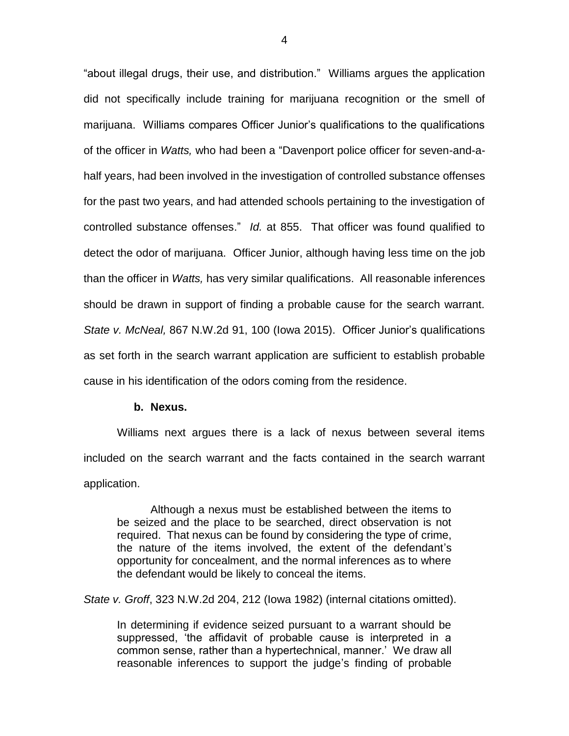"about illegal drugs, their use, and distribution." Williams argues the application did not specifically include training for marijuana recognition or the smell of marijuana. Williams compares Officer Junior's qualifications to the qualifications of the officer in *Watts,* who had been a "Davenport police officer for seven-and-a-half years, had been involved in the investigation of controlled substance offenses for the past two years, and had attended schools pertaining to the investigation of controlled substance offenses." *Id.* at 855. That officer was found qualified to detect the odor of marijuana. Officer Junior, although having less time on the job than the officer in *Watts,* has very similar qualifications. All reasonable inferences should be drawn in support of finding a probable cause for the search warrant. *State v. McNeal,* 867 N.W.2d 91, 100 (Iowa 2015). Officer Junior's qualifications as set forth in the search warrant application are sufficient to establish probable cause in his identification of the odors coming from the residence.

**b. Nexus.**

Williams next argues there is a lack of nexus between several items included on the search warrant and the facts contained in the search warrant application.

> Although a nexus must be established between the items to be seized and the place to be searched, direct observation is not required. That nexus can be found by considering the type of crime, the nature of the items involved, the extent of the defendant's opportunity for concealment, and the normal inferences as to where the defendant would be likely to conceal the items.

*State v. Groff*, 323 N.W.2d 204, 212 (Iowa 1982) (internal citations omitted).

> In determining if evidence seized pursuant to a warrant should be suppressed, 'the affidavit of probable cause is interpreted in a common sense, rather than a hypertechnical, manner.' We draw all reasonable inferences to support the judge's finding of probable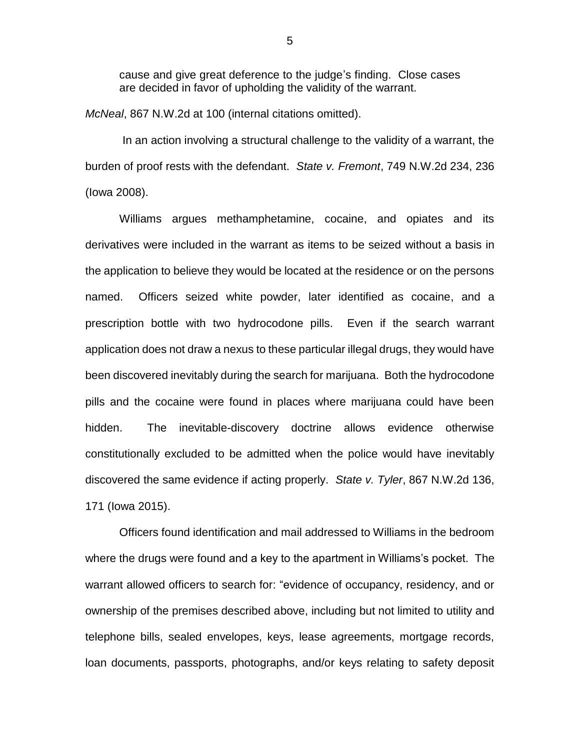> cause and give great deference to the judge's finding. Close cases are decided in favor of upholding the validity of the warrant.

*McNeal*, 867 N.W.2d at 100 (internal citations omitted).

In an action involving a structural challenge to the validity of a warrant, the burden of proof rests with the defendant. *State v. Fremont*, 749 N.W.2d 234, 236 (Iowa 2008).

Williams argues methamphetamine, cocaine, and opiates and its derivatives were included in the warrant as items to be seized without a basis in the application to believe they would be located at the residence or on the persons named. Officers seized white powder, later identified as cocaine, and a prescription bottle with two hydrocodone pills. Even if the search warrant application does not draw a nexus to these particular illegal drugs, they would have been discovered inevitably during the search for marijuana. Both the hydrocodone pills and the cocaine were found in places where marijuana could have been hidden. The inevitable-discovery doctrine allows evidence otherwise constitutionally excluded to be admitted when the police would have inevitably discovered the same evidence if acting properly. *State v. Tyler*, 867 N.W.2d 136, 171 (Iowa 2015).

Officers found identification and mail addressed to Williams in the bedroom where the drugs were found and a key to the apartment in Williams's pocket. The warrant allowed officers to search for: "evidence of occupancy, residency, and or ownership of the premises described above, including but not limited to utility and telephone bills, sealed envelopes, keys, lease agreements, mortgage records, loan documents, passports, photographs, and/or keys relating to safety deposit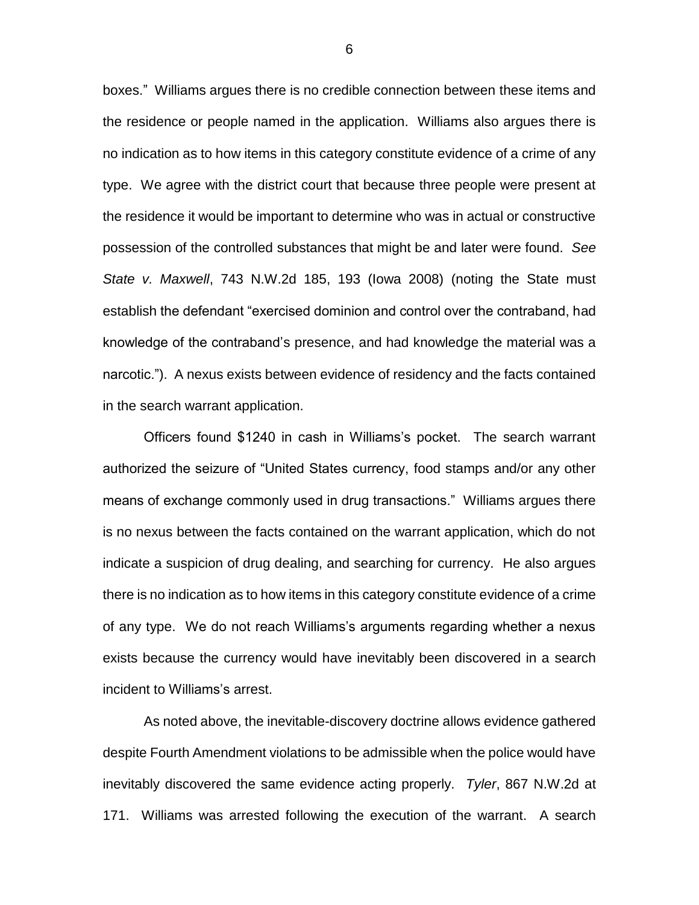boxes." Williams argues there is no credible connection between these items and the residence or people named in the application. Williams also argues there is no indication as to how items in this category constitute evidence of a crime of any type. We agree with the district court that because three people were present at the residence it would be important to determine who was in actual or constructive possession of the controlled substances that might be and later were found. *See State v. Maxwell*, 743 N.W.2d 185, 193 (Iowa 2008) (noting the State must establish the defendant "exercised dominion and control over the contraband, had knowledge of the contraband's presence, and had knowledge the material was a narcotic."). A nexus exists between evidence of residency and the facts contained in the search warrant application.

Officers found $1240 in cash in Williams's pocket. The search warrant authorized the seizure of "United States currency, food stamps and/or any other means of exchange commonly used in drug transactions." Williams argues there is no nexus between the facts contained on the warrant application, which do not indicate a suspicion of drug dealing, and searching for currency. He also argues there is no indication as to how items in this category constitute evidence of a crime of any type. We do not reach Williams's arguments regarding whether a nexus exists because the currency would have inevitably been discovered in a search incident to Williams's arrest.

As noted above, the inevitable-discovery doctrine allows evidence gathered despite Fourth Amendment violations to be admissible when the police would have inevitably discovered the same evidence acting properly. *Tyler*, 867 N.W.2d at 171. Williams was arrested following the execution of the warrant. A search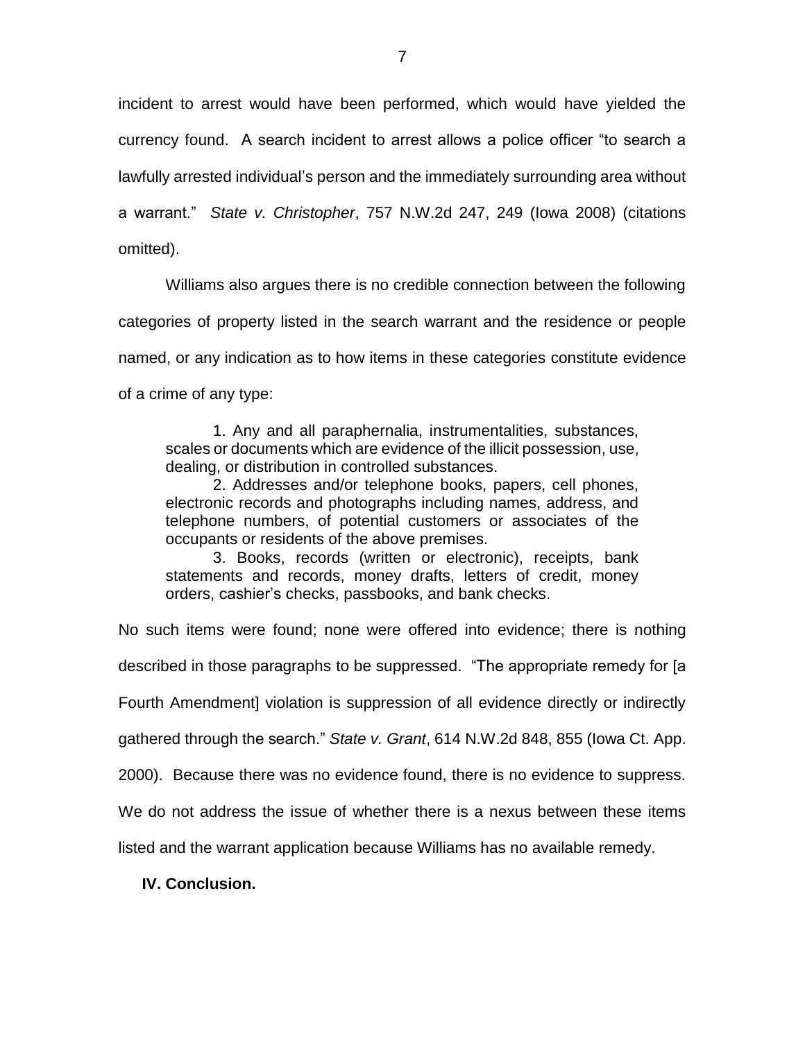incident to arrest would have been performed, which would have yielded the currency found. A search incident to arrest allows a police officer "to search a lawfully arrested individual's person and the immediately surrounding area without a warrant." *State v. Christopher*, 757 N.W.2d 247, 249 (Iowa 2008) (citations omitted).

Williams also argues there is no credible connection between the following categories of property listed in the search warrant and the residence or people named, or any indication as to how items in these categories constitute evidence of a crime of any type:

> 1. Any and all paraphernalia, instrumentalities, substances, scales or documents which are evidence of the illicit possession, use, dealing, or distribution in controlled substances.
>
> 2. Addresses and/or telephone books, papers, cell phones, electronic records and photographs including names, address, and telephone numbers, of potential customers or associates of the occupants or residents of the above premises.
>
> 3. Books, records (written or electronic), receipts, bank statements and records, money drafts, letters of credit, money orders, cashier's checks, passbooks, and bank checks.

No such items were found; none were offered into evidence; there is nothing described in those paragraphs to be suppressed. "The appropriate remedy for [a Fourth Amendment] violation is suppression of all evidence directly or indirectly gathered through the search." *State v. Grant*, 614 N.W.2d 848, 855 (Iowa Ct. App. 2000). Because there was no evidence found, there is no evidence to suppress. We do not address the issue of whether there is a nexus between these items listed and the warrant application because Williams has no available remedy.

**IV. Conclusion.**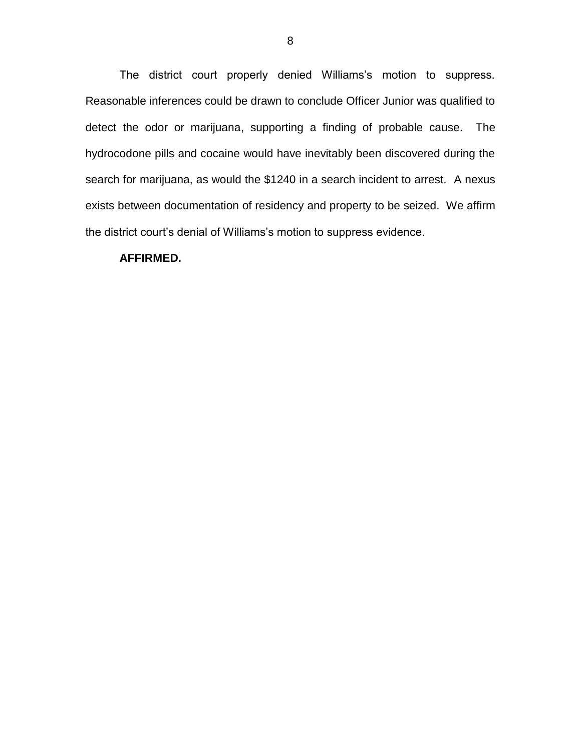The district court properly denied Williams's motion to suppress. Reasonable inferences could be drawn to conclude Officer Junior was qualified to detect the odor or marijuana, supporting a finding of probable cause. The hydrocodone pills and cocaine would have inevitably been discovered during the search for marijuana, as would the $1240 in a search incident to arrest. A nexus exists between documentation of residency and property to be seized. We affirm the district court's denial of Williams's motion to suppress evidence.

**AFFIRMED.**